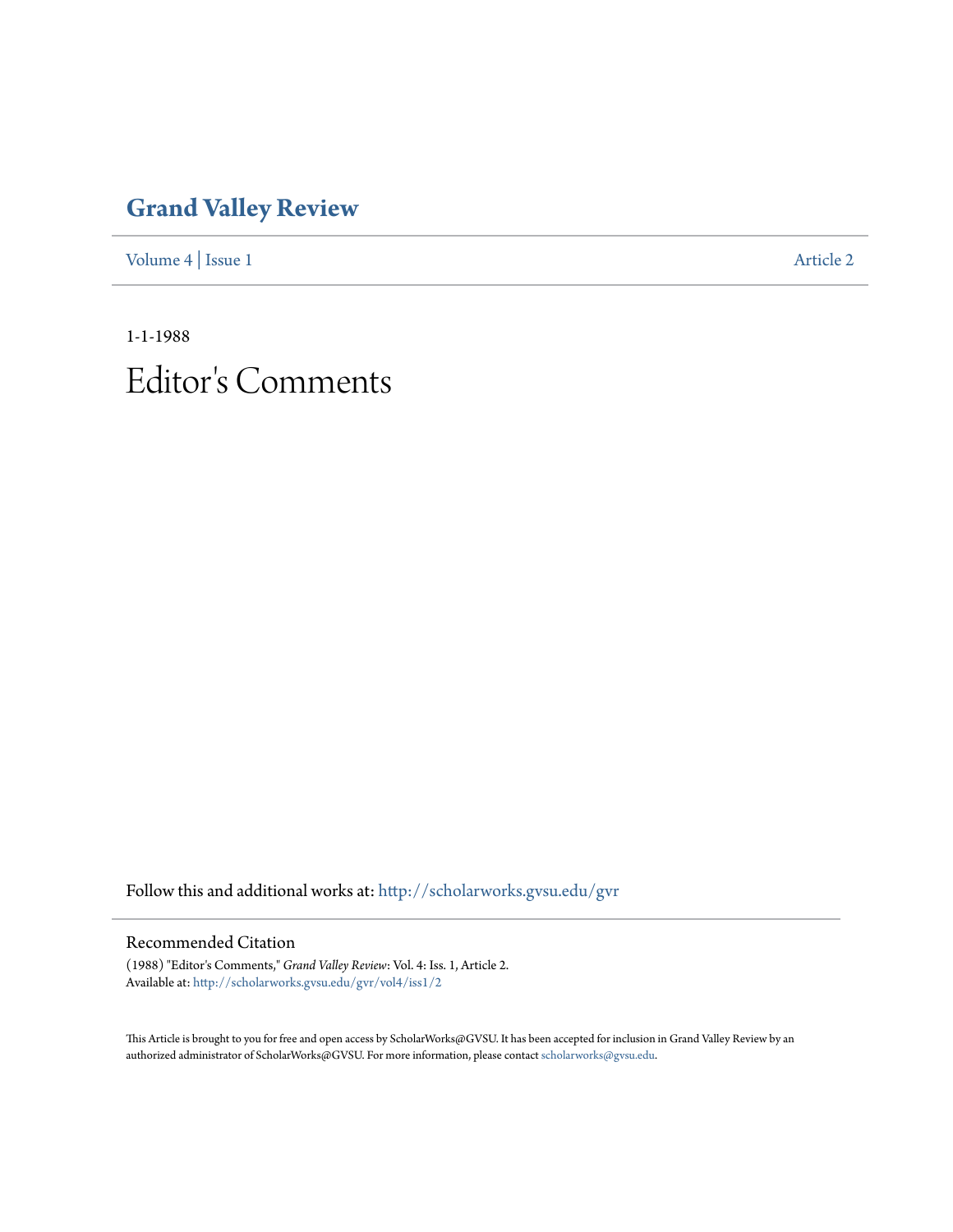# Grand Valley Review

Volume 4 | Issue 1 Article 2

1-1-1988

# Editor's Comments

Follow this and additional works at: http://scholarworks.gvsu.edu/gvr

## Recommended Citation

(1988) "Editor's Comments," *Grand Valley Review*: Vol. 4: Iss. 1, Article 2.
Available at: http://scholarworks.gvsu.edu/gvr/vol4/iss1/2

This Article is brought to you for free and open access by ScholarWorks@GVSU. It has been accepted for inclusion in Grand Valley Review by an authorized administrator of ScholarWorks@GVSU. For more information, please contact scholarworks@gvsu.edu.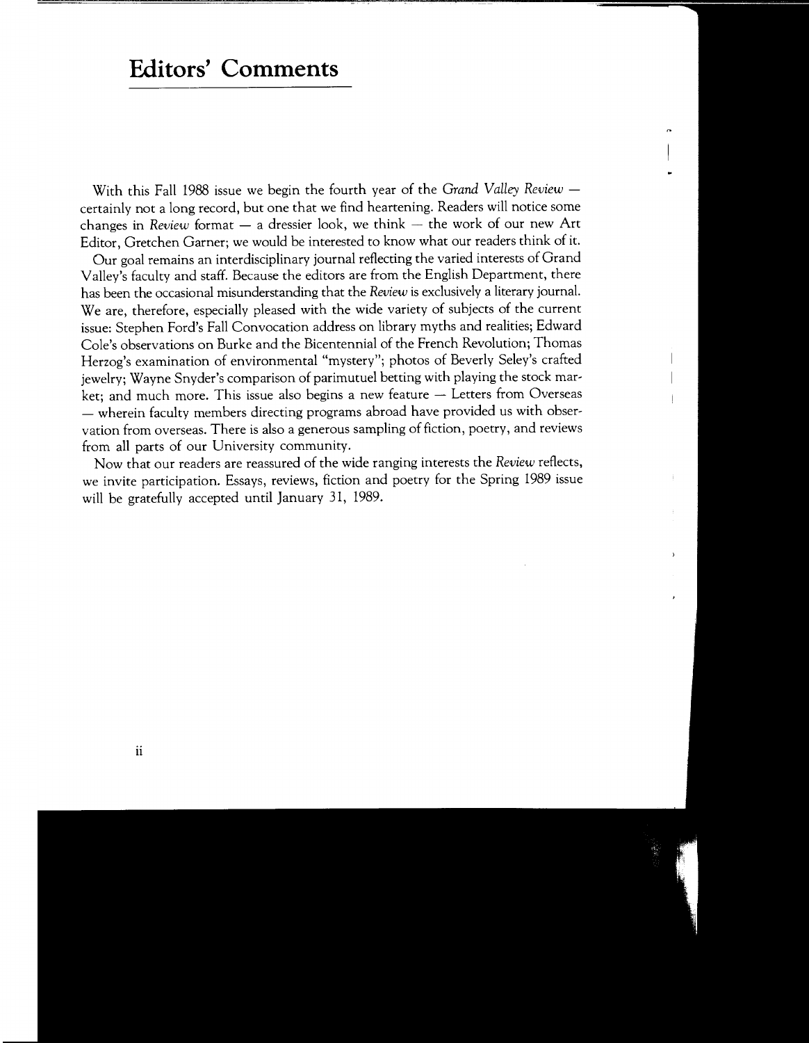# Editors' Comments

With this Fall 1988 issue we begin the fourth year of the *Grand Valley Review* — certainly not a long record, but one that we find heartening. Readers will notice some changes in *Review* format — a dressier look, we think — the work of our new Art Editor, Gretchen Garner; we would be interested to know what our readers think of it.

Our goal remains an interdisciplinary journal reflecting the varied interests of Grand Valley's faculty and staff. Because the editors are from the English Department, there has been the occasional misunderstanding that the *Review* is exclusively a literary journal. We are, therefore, especially pleased with the wide variety of subjects of the current issue: Stephen Ford's Fall Convocation address on library myths and realities; Edward Cole's observations on Burke and the Bicentennial of the French Revolution; Thomas Herzog's examination of environmental "mystery"; photos of Beverly Seley's crafted jewelry; Wayne Snyder's comparison of parimutuel betting with playing the stock market; and much more. This issue also begins a new feature — Letters from Overseas — wherein faculty members directing programs abroad have provided us with observation from overseas. There is also a generous sampling of fiction, poetry, and reviews from all parts of our University community.

Now that our readers are reassured of the wide ranging interests the *Review* reflects, we invite participation. Essays, reviews, fiction and poetry for the Spring 1989 issue will be gratefully accepted until January 31, 1989.